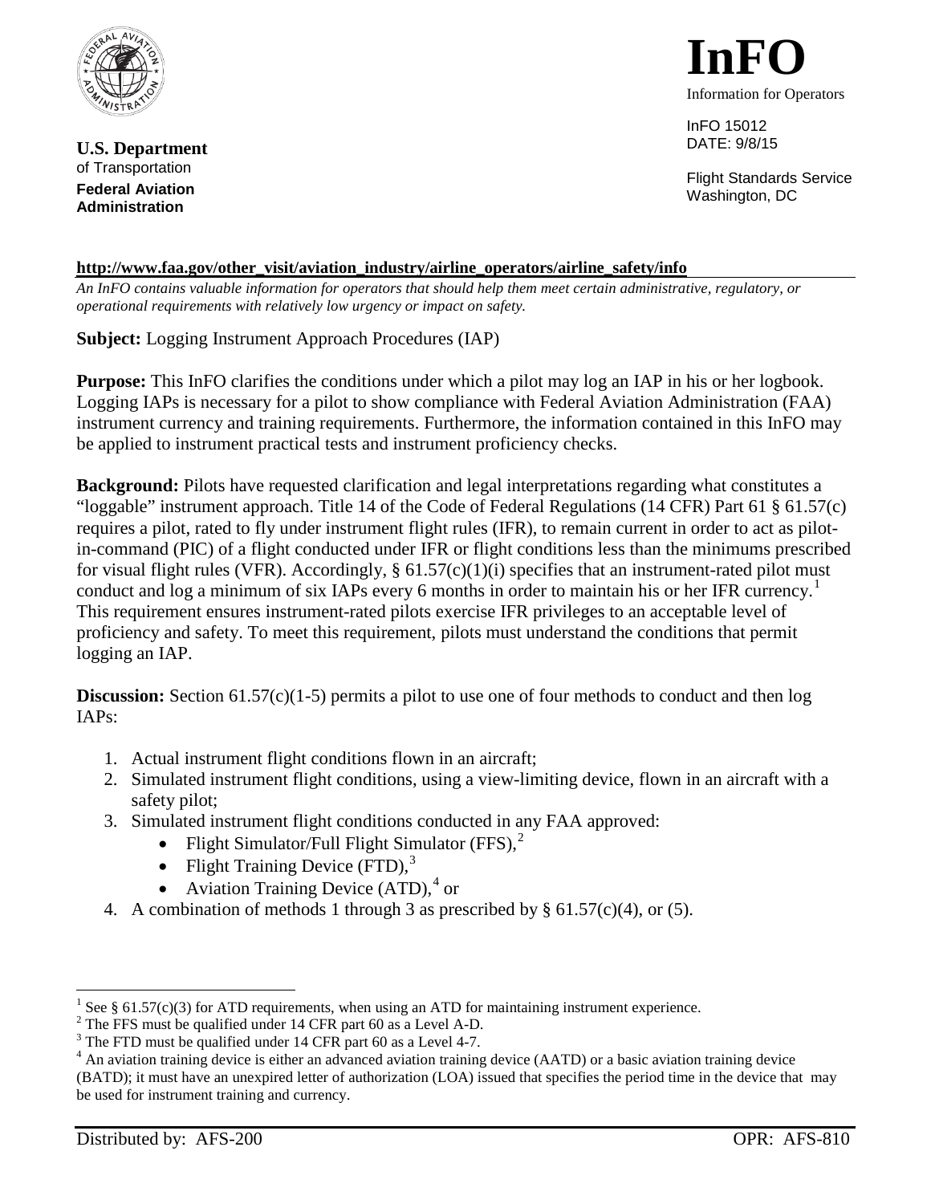**U.S. Department** of Transportation
**Federal Aviation Administration**

# InFO

Information for Operators

InFO 15012
DATE: 9/8/15

Flight Standards Service
Washington, DC

**http://www.faa.gov/other_visit/aviation_industry/airline_operators/airline_safety/info**

*An InFO contains valuable information for operators that should help them meet certain administrative, regulatory, or operational requirements with relatively low urgency or impact on safety.*

**Subject:** Logging Instrument Approach Procedures (IAP)

**Purpose:** This InFO clarifies the conditions under which a pilot may log an IAP in his or her logbook. Logging IAPs is necessary for a pilot to show compliance with Federal Aviation Administration (FAA) instrument currency and training requirements. Furthermore, the information contained in this InFO may be applied to instrument practical tests and instrument proficiency checks.

**Background:** Pilots have requested clarification and legal interpretations regarding what constitutes a "loggable" instrument approach. Title 14 of the Code of Federal Regulations (14 CFR) Part 61 § 61.57(c) requires a pilot, rated to fly under instrument flight rules (IFR), to remain current in order to act as pilot-in-command (PIC) of a flight conducted under IFR or flight conditions less than the minimums prescribed for visual flight rules (VFR). Accordingly, § 61.57(c)(1)(i) specifies that an instrument-rated pilot must conduct and log a minimum of six IAPs every 6 months in order to maintain his or her IFR currency.[1] This requirement ensures instrument-rated pilots exercise IFR privileges to an acceptable level of proficiency and safety. To meet this requirement, pilots must understand the conditions that permit logging an IAP.

**Discussion:** Section 61.57(c)(1-5) permits a pilot to use one of four methods to conduct and then log IAPs:

1. Actual instrument flight conditions flown in an aircraft;
2. Simulated instrument flight conditions, using a view-limiting device, flown in an aircraft with a safety pilot;
3. Simulated instrument flight conditions conducted in any FAA approved:
   - Flight Simulator/Full Flight Simulator (FFS),[2]
   - Flight Training Device (FTD),[3]
   - Aviation Training Device (ATD),[4] or
4. A combination of methods 1 through 3 as prescribed by § 61.57(c)(4), or (5).

---

[1] See § 61.57(c)(3) for ATD requirements, when using an ATD for maintaining instrument experience.
[2] The FFS must be qualified under 14 CFR part 60 as a Level A-D.
[3] The FTD must be qualified under 14 CFR part 60 as a Level 4-7.
[4] An aviation training device is either an advanced aviation training device (AATD) or a basic aviation training device (BATD); it must have an unexpired letter of authorization (LOA) issued that specifies the period time in the device that may be used for instrument training and currency.

Distributed by: AFS-200 OPR: AFS-810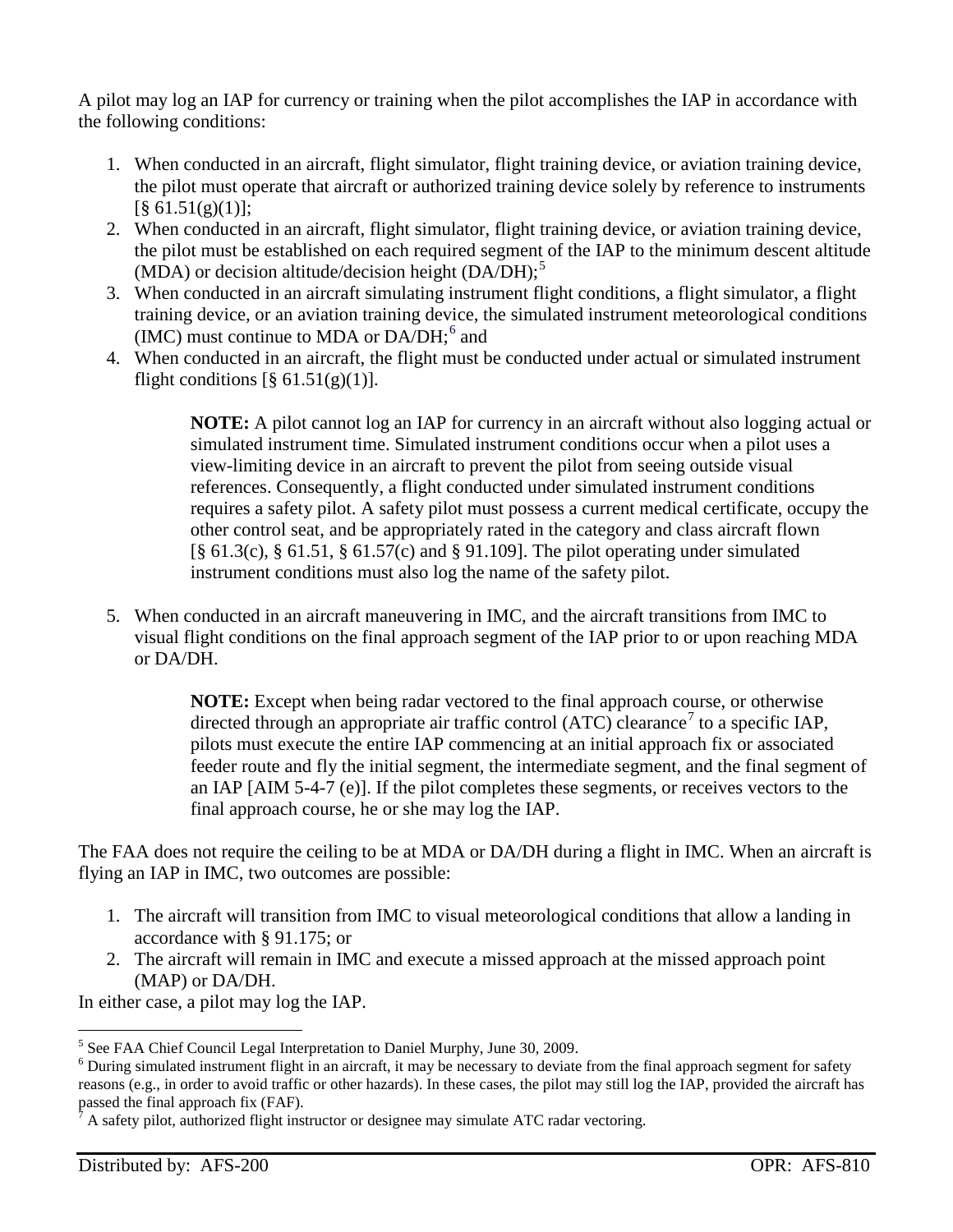A pilot may log an IAP for currency or training when the pilot accomplishes the IAP in accordance with the following conditions:

1. When conducted in an aircraft, flight simulator, flight training device, or aviation training device, the pilot must operate that aircraft or authorized training device solely by reference to instruments [§ 61.51(g)(1)];
2. When conducted in an aircraft, flight simulator, flight training device, or aviation training device, the pilot must be established on each required segment of the IAP to the minimum descent altitude (MDA) or decision altitude/decision height (DA/DH);[5]
3. When conducted in an aircraft simulating instrument flight conditions, a flight simulator, a flight training device, or an aviation training device, the simulated instrument meteorological conditions (IMC) must continue to MDA or DA/DH;[6] and
4. When conducted in an aircraft, the flight must be conducted under actual or simulated instrument flight conditions [§ 61.51(g)(1)].

   **NOTE:** A pilot cannot log an IAP for currency in an aircraft without also logging actual or simulated instrument time. Simulated instrument conditions occur when a pilot uses a view-limiting device in an aircraft to prevent the pilot from seeing outside visual references. Consequently, a flight conducted under simulated instrument conditions requires a safety pilot. A safety pilot must possess a current medical certificate, occupy the other control seat, and be appropriately rated in the category and class aircraft flown [§ 61.3(c), § 61.51, § 61.57(c) and § 91.109]. The pilot operating under simulated instrument conditions must also log the name of the safety pilot.

5. When conducted in an aircraft maneuvering in IMC, and the aircraft transitions from IMC to visual flight conditions on the final approach segment of the IAP prior to or upon reaching MDA or DA/DH.

   **NOTE:** Except when being radar vectored to the final approach course, or otherwise directed through an appropriate air traffic control (ATC) clearance[7] to a specific IAP, pilots must execute the entire IAP commencing at an initial approach fix or associated feeder route and fly the initial segment, the intermediate segment, and the final segment of an IAP [AIM 5-4-7 (e)]. If the pilot completes these segments, or receives vectors to the final approach course, he or she may log the IAP.

The FAA does not require the ceiling to be at MDA or DA/DH during a flight in IMC. When an aircraft is flying an IAP in IMC, two outcomes are possible:

1. The aircraft will transition from IMC to visual meteorological conditions that allow a landing in accordance with § 91.175; or
2. The aircraft will remain in IMC and execute a missed approach at the missed approach point (MAP) or DA/DH.

In either case, a pilot may log the IAP.

---

[5] See FAA Chief Council Legal Interpretation to Daniel Murphy, June 30, 2009.

[6] During simulated instrument flight in an aircraft, it may be necessary to deviate from the final approach segment for safety reasons (e.g., in order to avoid traffic or other hazards). In these cases, the pilot may still log the IAP, provided the aircraft has passed the final approach fix (FAF).

[7] A safety pilot, authorized flight instructor or designee may simulate ATC radar vectoring.

Distributed by: AFS-200 OPR: AFS-810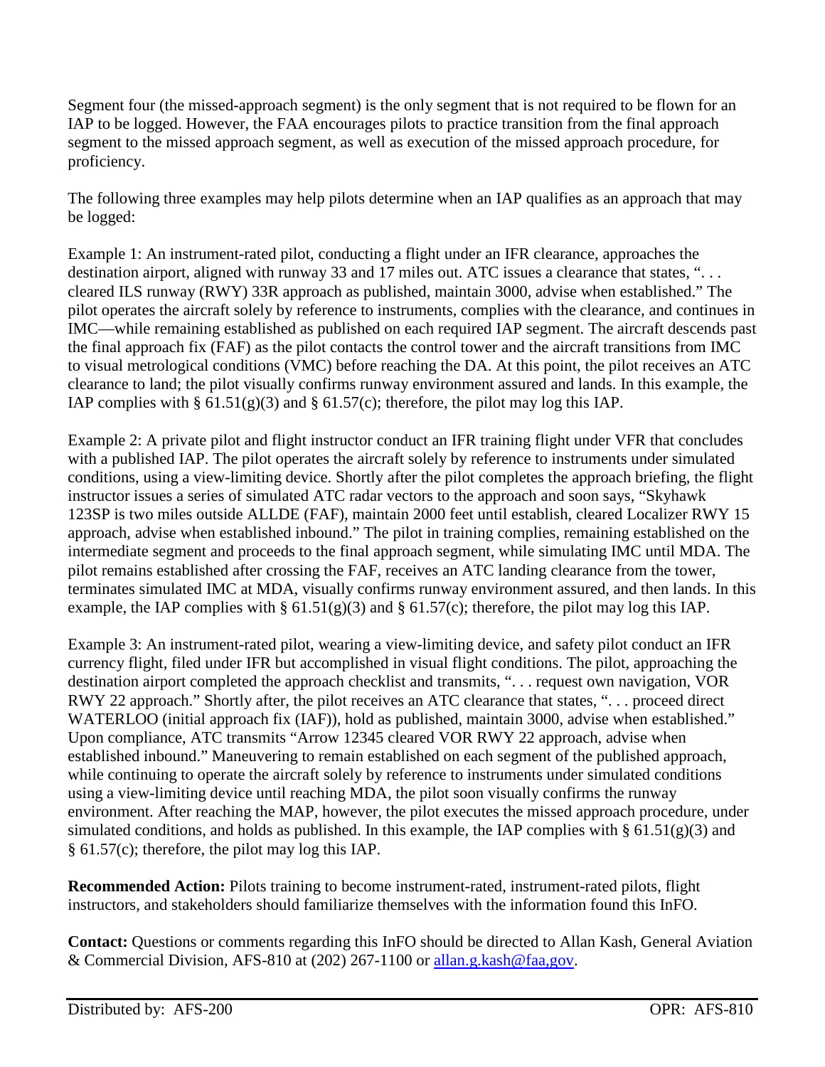Segment four (the missed-approach segment) is the only segment that is not required to be flown for an IAP to be logged. However, the FAA encourages pilots to practice transition from the final approach segment to the missed approach segment, as well as execution of the missed approach procedure, for proficiency.

The following three examples may help pilots determine when an IAP qualifies as an approach that may be logged:

Example 1: An instrument-rated pilot, conducting a flight under an IFR clearance, approaches the destination airport, aligned with runway 33 and 17 miles out. ATC issues a clearance that states, ". . . cleared ILS runway (RWY) 33R approach as published, maintain 3000, advise when established." The pilot operates the aircraft solely by reference to instruments, complies with the clearance, and continues in IMC—while remaining established as published on each required IAP segment. The aircraft descends past the final approach fix (FAF) as the pilot contacts the control tower and the aircraft transitions from IMC to visual metrological conditions (VMC) before reaching the DA. At this point, the pilot receives an ATC clearance to land; the pilot visually confirms runway environment assured and lands. In this example, the IAP complies with § 61.51(g)(3) and § 61.57(c); therefore, the pilot may log this IAP.

Example 2: A private pilot and flight instructor conduct an IFR training flight under VFR that concludes with a published IAP. The pilot operates the aircraft solely by reference to instruments under simulated conditions, using a view-limiting device. Shortly after the pilot completes the approach briefing, the flight instructor issues a series of simulated ATC radar vectors to the approach and soon says, "Skyhawk 123SP is two miles outside ALLDE (FAF), maintain 2000 feet until establish, cleared Localizer RWY 15 approach, advise when established inbound." The pilot in training complies, remaining established on the intermediate segment and proceeds to the final approach segment, while simulating IMC until MDA. The pilot remains established after crossing the FAF, receives an ATC landing clearance from the tower, terminates simulated IMC at MDA, visually confirms runway environment assured, and then lands. In this example, the IAP complies with § 61.51(g)(3) and § 61.57(c); therefore, the pilot may log this IAP.

Example 3: An instrument-rated pilot, wearing a view-limiting device, and safety pilot conduct an IFR currency flight, filed under IFR but accomplished in visual flight conditions. The pilot, approaching the destination airport completed the approach checklist and transmits, ". . . request own navigation, VOR RWY 22 approach." Shortly after, the pilot receives an ATC clearance that states, ". . . proceed direct WATERLOO (initial approach fix (IAF)), hold as published, maintain 3000, advise when established." Upon compliance, ATC transmits "Arrow 12345 cleared VOR RWY 22 approach, advise when established inbound." Maneuvering to remain established on each segment of the published approach, while continuing to operate the aircraft solely by reference to instruments under simulated conditions using a view-limiting device until reaching MDA, the pilot soon visually confirms the runway environment. After reaching the MAP, however, the pilot executes the missed approach procedure, under simulated conditions, and holds as published. In this example, the IAP complies with § 61.51(g)(3) and § 61.57(c); therefore, the pilot may log this IAP.

**Recommended Action:** Pilots training to become instrument-rated, instrument-rated pilots, flight instructors, and stakeholders should familiarize themselves with the information found this InFO.

**Contact:** Questions or comments regarding this InFO should be directed to Allan Kash, General Aviation & Commercial Division, AFS-810 at (202) 267-1100 or allan.g.kash@faa,gov.

Distributed by: AFS-200 OPR: AFS-810